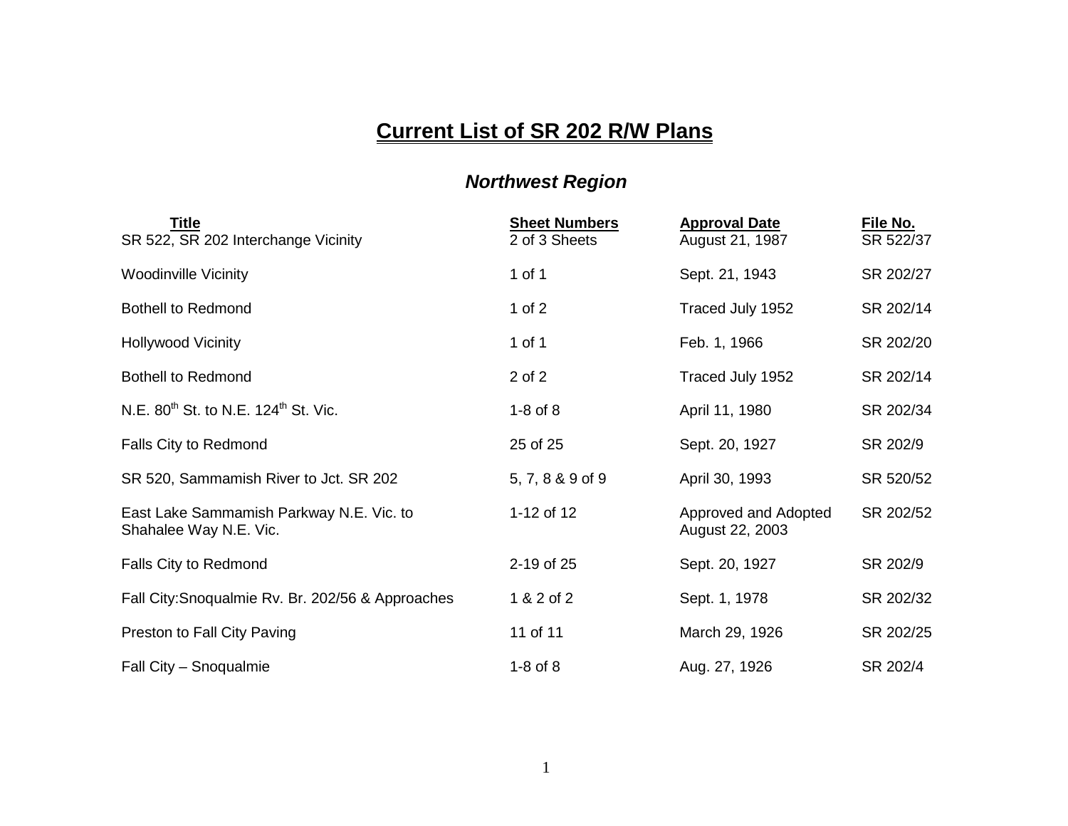# Current List of SR 202 R/W Plans

## *Northwest Region*

| Title | Sheet Numbers | Approval Date | File No. |
|---|---|---|---|
| SR 522, SR 202 Interchange Vicinity | 2 of 3 Sheets | August 21, 1987 | SR 522/37 |
| Woodinville Vicinity | 1 of 1 | Sept. 21, 1943 | SR 202/27 |
| Bothell to Redmond | 1 of 2 | Traced July 1952 | SR 202/14 |
| Hollywood Vicinity | 1 of 1 | Feb. 1, 1966 | SR 202/20 |
| Bothell to Redmond | 2 of 2 | Traced July 1952 | SR 202/14 |
| N.E. 80th St. to N.E. 124th St. Vic. | 1-8 of 8 | April 11, 1980 | SR 202/34 |
| Falls City to Redmond | 25 of 25 | Sept. 20, 1927 | SR 202/9 |
| SR 520, Sammamish River to Jct. SR 202 | 5, 7, 8 & 9 of 9 | April 30, 1993 | SR 520/52 |
| East Lake Sammamish Parkway N.E. Vic. to Shahalee Way N.E. Vic. | 1-12 of 12 | Approved and Adopted August 22, 2003 | SR 202/52 |
| Falls City to Redmond | 2-19 of 25 | Sept. 20, 1927 | SR 202/9 |
| Fall City:Snoqualmie Rv. Br. 202/56 & Approaches | 1 & 2 of 2 | Sept. 1, 1978 | SR 202/32 |
| Preston to Fall City Paving | 11 of 11 | March 29, 1926 | SR 202/25 |
| Fall City – Snoqualmie | 1-8 of 8 | Aug. 27, 1926 | SR 202/4 |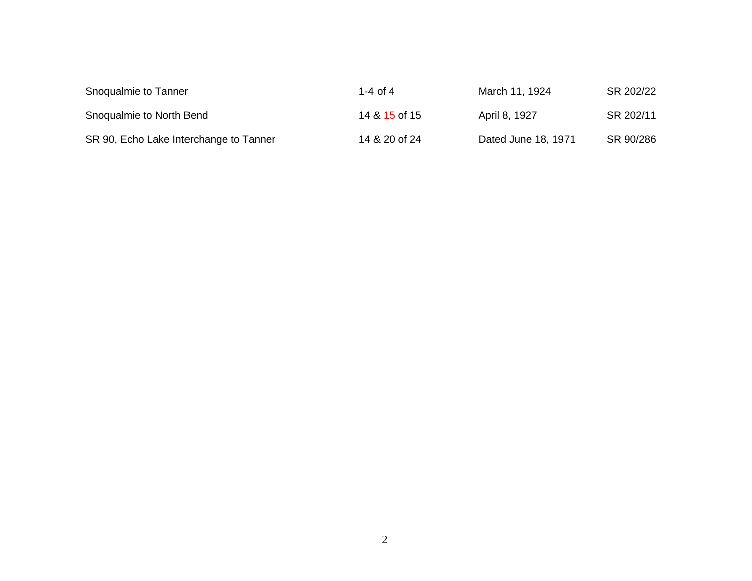| | | | |
|---|---|---|---|
| Snoqualmie to Tanner | 1-4 of 4 | March 11, 1924 | SR 202/22 |
| Snoqualmie to North Bend | 14 & 15 of 15 | April 8, 1927 | SR 202/11 |
| SR 90, Echo Lake Interchange to Tanner | 14 & 20 of 24 | Dated June 18, 1971 | SR 90/286 |